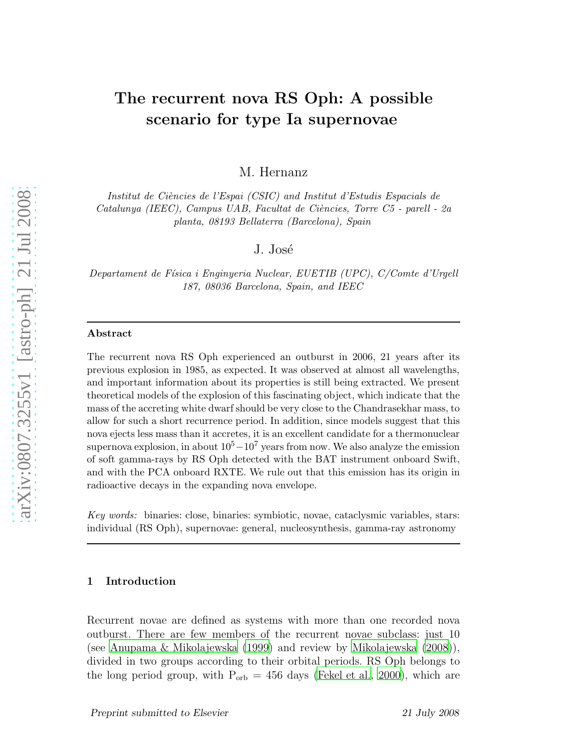# The recurrent nova RS Oph: A possible scenario for type Ia supernovae

M. Hernanz

*Institut de Ciències de l'Espai (CSIC) and Institut d'Estudis Espacials de Catalunya (IEEC), Campus UAB, Facultat de Ciències, Torre C5 - parell - 2a planta, 08193 Bellaterra (Barcelona), Spain*

J. José

*Departament de Física i Enginyeria Nuclear, EUETIB (UPC), C/Comte d'Urgell 187, 08036 Barcelona, Spain, and IEEC*

---

**Abstract**

The recurrent nova RS Oph experienced an outburst in 2006, 21 years after its previous explosion in 1985, as expected. It was observed at almost all wavelengths, and important information about its properties is still being extracted. We present theoretical models of the explosion of this fascinating object, which indicate that the mass of the accreting white dwarf should be very close to the Chandrasekhar mass, to allow for such a short recurrence period. In addition, since models suggest that this nova ejects less mass than it accretes, it is an excellent candidate for a thermonuclear supernova explosion, in about $10^5 - 10^7$ years from now. We also analyze the emission of soft gamma-rays by RS Oph detected with the BAT instrument onboard Swift, and with the PCA onboard RXTE. We rule out that this emission has its origin in radioactive decays in the expanding nova envelope.

*Key words:* binaries: close, binaries: symbiotic, novae, cataclysmic variables, stars: individual (RS Oph), supernovae: general, nucleosynthesis, gamma-ray astronomy

---

## 1 Introduction

Recurrent novae are defined as systems with more than one recorded nova outburst. There are few members of the recurrent novae subclass: just 10 (see Anupama & Mikolajewska (1999) and review by Mikolajewska (2008)), divided in two groups according to their orbital periods. RS Oph belongs to the long period group, with $P_{\rm orb}$ = 456 days (Fekel et al., 2000), which are

*Preprint submitted to Elsevier* 21 July 2008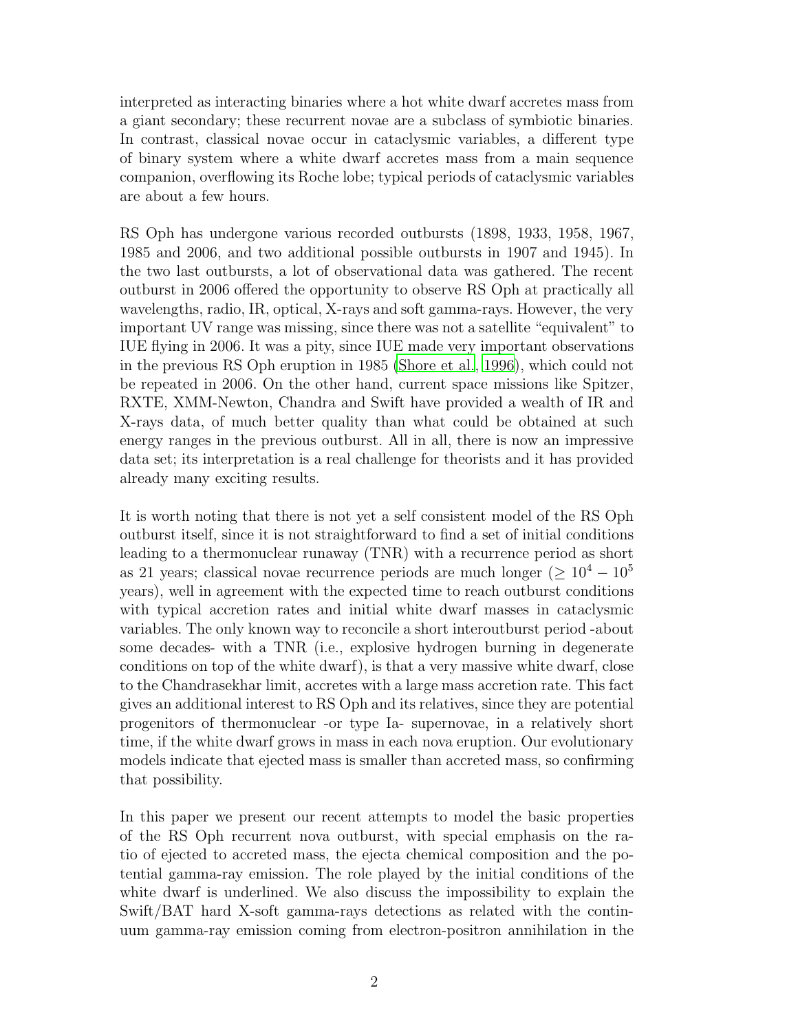interpreted as interacting binaries where a hot white dwarf accretes mass from a giant secondary; these recurrent novae are a subclass of symbiotic binaries. In contrast, classical novae occur in cataclysmic variables, a different type of binary system where a white dwarf accretes mass from a main sequence companion, overflowing its Roche lobe; typical periods of cataclysmic variables are about a few hours.

RS Oph has undergone various recorded outbursts (1898, 1933, 1958, 1967, 1985 and 2006, and two additional possible outbursts in 1907 and 1945). In the two last outbursts, a lot of observational data was gathered. The recent outburst in 2006 offered the opportunity to observe RS Oph at practically all wavelengths, radio, IR, optical, X-rays and soft gamma-rays. However, the very important UV range was missing, since there was not a satellite "equivalent" to IUE flying in 2006. It was a pity, since IUE made very important observations in the previous RS Oph eruption in 1985 (Shore et al., 1996), which could not be repeated in 2006. On the other hand, current space missions like Spitzer, RXTE, XMM-Newton, Chandra and Swift have provided a wealth of IR and X-rays data, of much better quality than what could be obtained at such energy ranges in the previous outburst. All in all, there is now an impressive data set; its interpretation is a real challenge for theorists and it has provided already many exciting results.

It is worth noting that there is not yet a self consistent model of the RS Oph outburst itself, since it is not straightforward to find a set of initial conditions leading to a thermonuclear runaway (TNR) with a recurrence period as short as 21 years; classical novae recurrence periods are much longer ($\geq 10^4 - 10^5$ years), well in agreement with the expected time to reach outburst conditions with typical accretion rates and initial white dwarf masses in cataclysmic variables. The only known way to reconcile a short interoutburst period -about some decades- with a TNR (i.e., explosive hydrogen burning in degenerate conditions on top of the white dwarf), is that a very massive white dwarf, close to the Chandrasekhar limit, accretes with a large mass accretion rate. This fact gives an additional interest to RS Oph and its relatives, since they are potential progenitors of thermonuclear -or type Ia- supernovae, in a relatively short time, if the white dwarf grows in mass in each nova eruption. Our evolutionary models indicate that ejected mass is smaller than accreted mass, so confirming that possibility.

In this paper we present our recent attempts to model the basic properties of the RS Oph recurrent nova outburst, with special emphasis on the ratio of ejected to accreted mass, the ejecta chemical composition and the potential gamma-ray emission. The role played by the initial conditions of the white dwarf is underlined. We also discuss the impossibility to explain the Swift/BAT hard X-soft gamma-rays detections as related with the continuum gamma-ray emission coming from electron-positron annihilation in the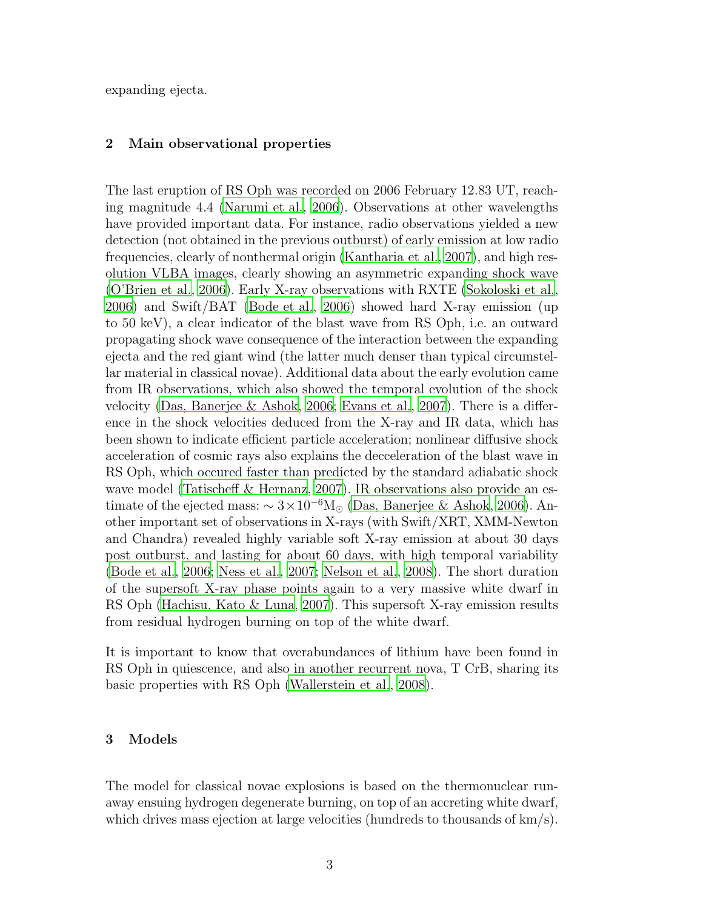expanding ejecta.

## 2 Main observational properties

The last eruption of RS Oph was recorded on 2006 February 12.83 UT, reaching magnitude 4.4 (Narumi et al., 2006). Observations at other wavelengths have provided important data. For instance, radio observations yielded a new detection (not obtained in the previous outburst) of early emission at low radio frequencies, clearly of nonthermal origin (Kantharia et al., 2007), and high resolution VLBA images, clearly showing an asymmetric expanding shock wave (O'Brien et al., 2006). Early X-ray observations with RXTE (Sokoloski et al., 2006) and Swift/BAT (Bode et al., 2006) showed hard X-ray emission (up to 50 keV), a clear indicator of the blast wave from RS Oph, i.e. an outward propagating shock wave consequence of the interaction between the expanding ejecta and the red giant wind (the latter much denser than typical circumstellar material in classical novae). Additional data about the early evolution came from IR observations, which also showed the temporal evolution of the shock velocity (Das, Banerjee & Ashok, 2006; Evans et al., 2007). There is a difference in the shock velocities deduced from the X-ray and IR data, which has been shown to indicate efficient particle acceleration; nonlinear diffusive shock acceleration of cosmic rays also explains the decceleration of the blast wave in RS Oph, which occured faster than predicted by the standard adiabatic shock wave model (Tatischeff & Hernanz, 2007). IR observations also provide an estimate of the ejected mass: $\sim 3\times10^{-6}\mathrm{M}_\odot$ (Das, Banerjee & Ashok, 2006). Another important set of observations in X-rays (with Swift/XRT, XMM-Newton and Chandra) revealed highly variable soft X-ray emission at about 30 days post outburst, and lasting for about 60 days, with high temporal variability (Bode et al., 2006; Ness et al., 2007; Nelson et al., 2008). The short duration of the supersoft X-ray phase points again to a very massive white dwarf in RS Oph (Hachisu, Kato & Luna, 2007). This supersoft X-ray emission results from residual hydrogen burning on top of the white dwarf.

It is important to know that overabundances of lithium have been found in RS Oph in quiescence, and also in another recurrent nova, T CrB, sharing its basic properties with RS Oph (Wallerstein et al., 2008).

## 3 Models

The model for classical novae explosions is based on the thermonuclear runaway ensuing hydrogen degenerate burning, on top of an accreting white dwarf, which drives mass ejection at large velocities (hundreds to thousands of km/s).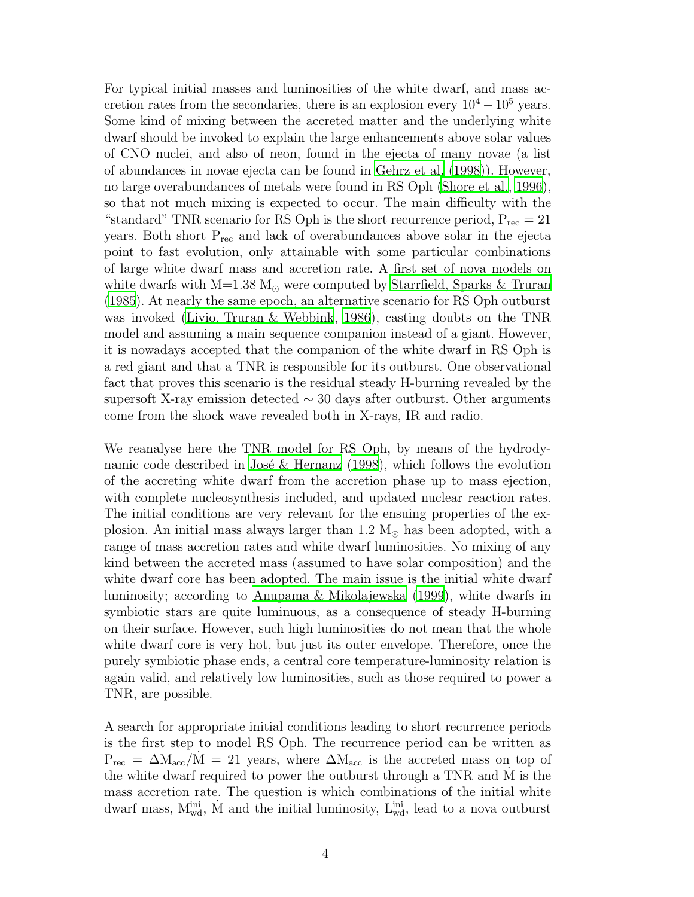For typical initial masses and luminosities of the white dwarf, and mass accretion rates from the secondaries, there is an explosion every $10^4 - 10^5$ years. Some kind of mixing between the accreted matter and the underlying white dwarf should be invoked to explain the large enhancements above solar values of CNO nuclei, and also of neon, found in the ejecta of many novae (a list of abundances in novae ejecta can be found in Gehrz et al. (1998)). However, no large overabundances of metals were found in RS Oph (Shore et al., 1996), so that not much mixing is expected to occur. The main difficulty with the "standard" TNR scenario for RS Oph is the short recurrence period, $P_{rec} = 21$ years. Both short $P_{rec}$ and lack of overabundances above solar in the ejecta point to fast evolution, only attainable with some particular combinations of large white dwarf mass and accretion rate. A first set of nova models on white dwarfs with M=1.38 $M_\odot$ were computed by Starrfield, Sparks & Truran (1985). At nearly the same epoch, an alternative scenario for RS Oph outburst was invoked (Livio, Truran & Webbink, 1986), casting doubts on the TNR model and assuming a main sequence companion instead of a giant. However, it is nowadays accepted that the companion of the white dwarf in RS Oph is a red giant and that a TNR is responsible for its outburst. One observational fact that proves this scenario is the residual steady H-burning revealed by the supersoft X-ray emission detected $\sim 30$ days after outburst. Other arguments come from the shock wave revealed both in X-rays, IR and radio.

We reanalyse here the TNR model for RS Oph, by means of the hydrodynamic code described in José & Hernanz (1998), which follows the evolution of the accreting white dwarf from the accretion phase up to mass ejection, with complete nucleosynthesis included, and updated nuclear reaction rates. The initial conditions are very relevant for the ensuing properties of the explosion. An initial mass always larger than 1.2 $M_\odot$ has been adopted, with a range of mass accretion rates and white dwarf luminosities. No mixing of any kind between the accreted mass (assumed to have solar composition) and the white dwarf core has been adopted. The main issue is the initial white dwarf luminosity; according to Anupama & Mikolajewska (1999), white dwarfs in symbiotic stars are quite luminous, as a consequence of steady H-burning on their surface. However, such high luminosities do not mean that the whole white dwarf core is very hot, but just its outer envelope. Therefore, once the purely symbiotic phase ends, a central core temperature-luminosity relation is again valid, and relatively low luminosities, such as those required to power a TNR, are possible.

A search for appropriate initial conditions leading to short recurrence periods is the first step to model RS Oph. The recurrence period can be written as $P_{rec} = \Delta M_{acc}/\dot{M} = 21$ years, where $\Delta M_{acc}$ is the accreted mass on top of the white dwarf required to power the outburst through a TNR and $\dot{M}$ is the mass accretion rate. The question is which combinations of the initial white dwarf mass, $M_{wd}^{ini}$, $\dot{M}$ and the initial luminosity, $L_{wd}^{ini}$, lead to a nova outburst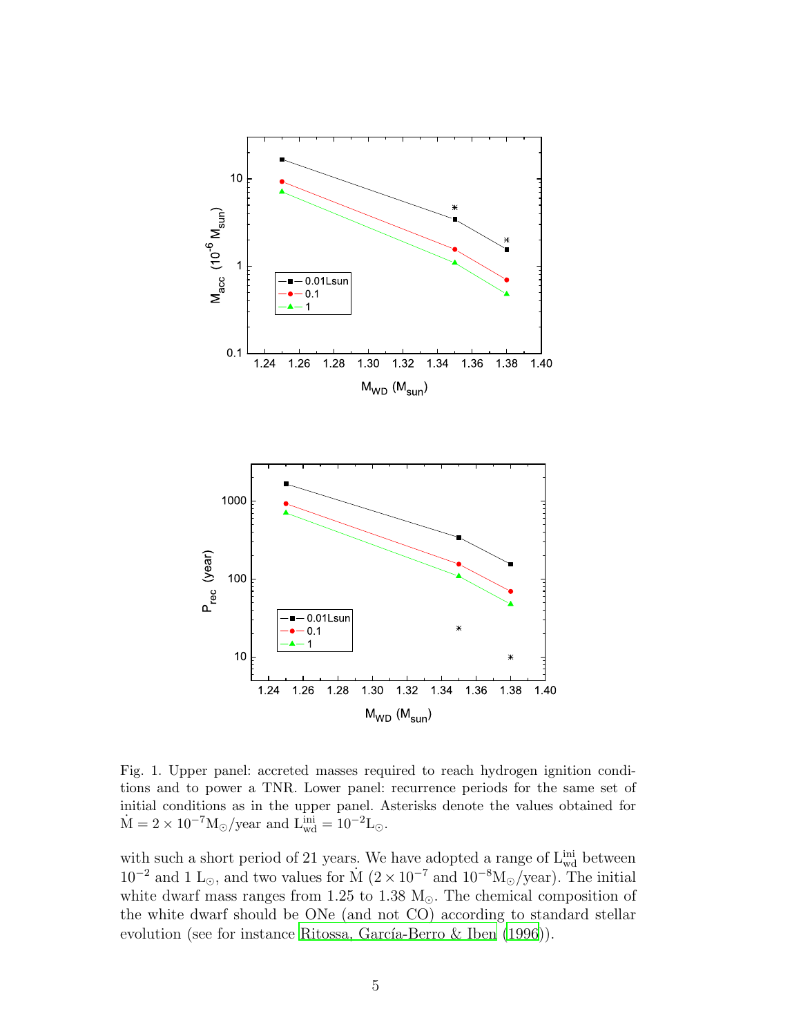Fig. 1. Upper panel: accreted masses required to reach hydrogen ignition conditions and to power a TNR. Lower panel: recurrence periods for the same set of initial conditions as in the upper panel. Asterisks denote the values obtained for $\dot{\mathrm{M}} = 2 \times 10^{-7}\mathrm{M}_{\odot}$/year and $\mathrm{L}_{\mathrm{wd}}^{\mathrm{ini}} = 10^{-2}\mathrm{L}_{\odot}$.

with such a short period of 21 years. We have adopted a range of $\mathrm{L}_{\mathrm{wd}}^{\mathrm{ini}}$ between $10^{-2}$ and 1 $\mathrm{L}_{\odot}$, and two values for $\dot{\mathrm{M}}$ ($2 \times 10^{-7}$ and $10^{-8}\mathrm{M}_{\odot}$/year). The initial white dwarf mass ranges from 1.25 to 1.38 $\mathrm{M}_{\odot}$. The chemical composition of the white dwarf should be ONe (and not CO) according to standard stellar evolution (see for instance Ritossa, García-Berro & Iben (1996)).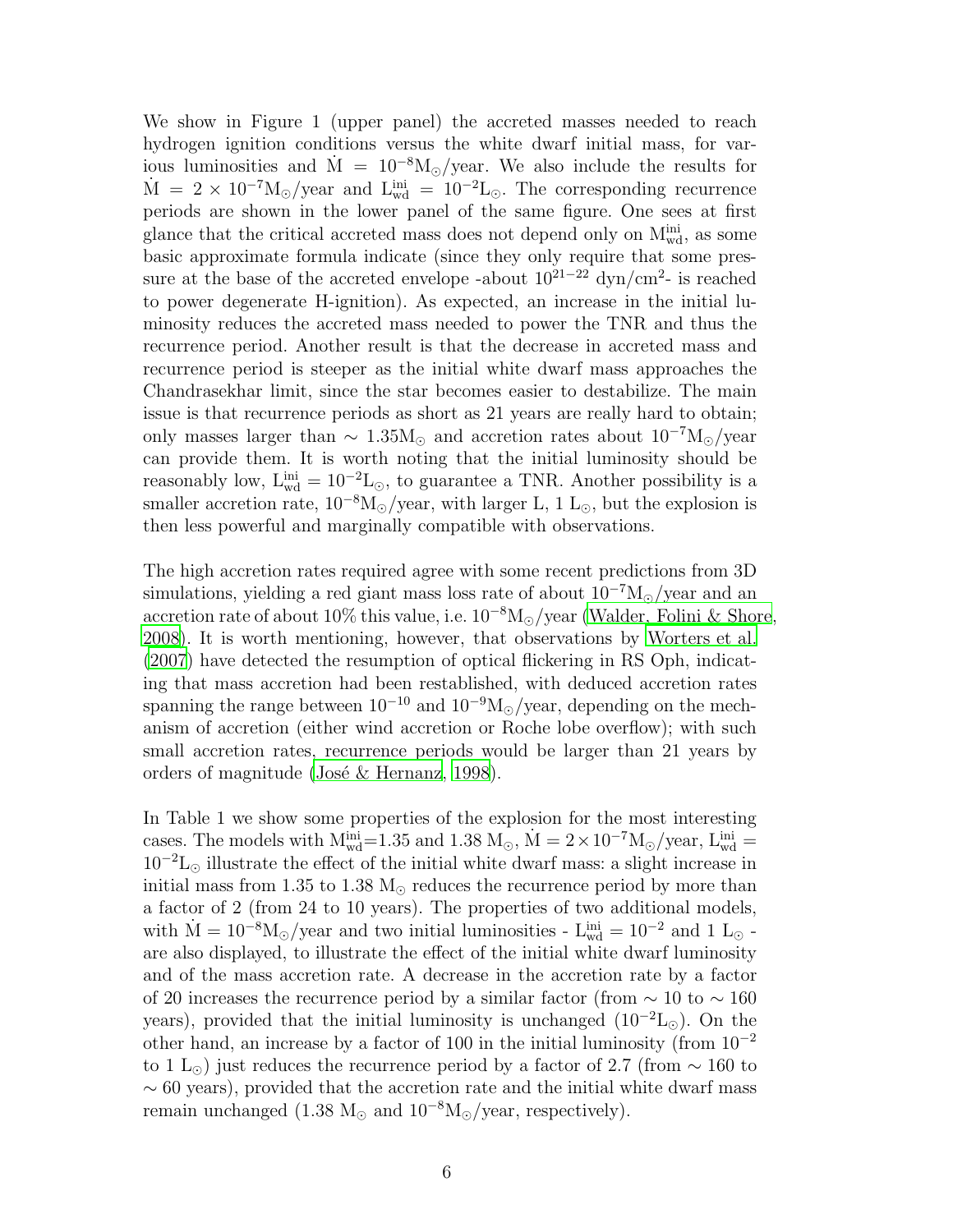We show in Figure 1 (upper panel) the accreted masses needed to reach hydrogen ignition conditions versus the white dwarf initial mass, for various luminosities and $\dot{M} = 10^{-8} M_{\odot}$/year. We also include the results for $\dot{M} = 2 \times 10^{-7} M_{\odot}$/year and $L_{wd}^{ini} = 10^{-2} L_{\odot}$. The corresponding recurrence periods are shown in the lower panel of the same figure. One sees at first glance that the critical accreted mass does not depend only on $M_{wd}^{ini}$, as some basic approximate formula indicate (since they only require that some pressure at the base of the accreted envelope -about $10^{21-22}$ dyn/cm$^2$- is reached to power degenerate H-ignition). As expected, an increase in the initial luminosity reduces the accreted mass needed to power the TNR and thus the recurrence period. Another result is that the decrease in accreted mass and recurrence period is steeper as the initial white dwarf mass approaches the Chandrasekhar limit, since the star becomes easier to destabilize. The main issue is that recurrence periods as short as 21 years are really hard to obtain; only masses larger than $\sim 1.35 M_{\odot}$ and accretion rates about $10^{-7} M_{\odot}$/year can provide them. It is worth noting that the initial luminosity should be reasonably low, $L_{wd}^{ini} = 10^{-2} L_{\odot}$, to guarantee a TNR. Another possibility is a smaller accretion rate, $10^{-8} M_{\odot}$/year, with larger L, 1 $L_{\odot}$, but the explosion is then less powerful and marginally compatible with observations.

The high accretion rates required agree with some recent predictions from 3D simulations, yielding a red giant mass loss rate of about $10^{-7} M_{\odot}$/year and an accretion rate of about 10% this value, i.e. $10^{-8} M_{\odot}$/year (Walder, Folini & Shore, 2008). It is worth mentioning, however, that observations by Worters et al. (2007) have detected the resumption of optical flickering in RS Oph, indicating that mass accretion had been restablished, with deduced accretion rates spanning the range between $10^{-10}$ and $10^{-9} M_{\odot}$/year, depending on the mechanism of accretion (either wind accretion or Roche lobe overflow); with such small accretion rates, recurrence periods would be larger than 21 years by orders of magnitude (José & Hernanz, 1998).

In Table 1 we show some properties of the explosion for the most interesting cases. The models with $M_{wd}^{ini}$=1.35 and 1.38 $M_{\odot}$, $\dot{M} = 2 \times 10^{-7} M_{\odot}$/year, $L_{wd}^{ini} = 10^{-2} L_{\odot}$ illustrate the effect of the initial white dwarf mass: a slight increase in initial mass from 1.35 to 1.38 $M_{\odot}$ reduces the recurrence period by more than a factor of 2 (from 24 to 10 years). The properties of two additional models, with $\dot{M} = 10^{-8} M_{\odot}$/year and two initial luminosities - $L_{wd}^{ini} = 10^{-2}$ and 1 $L_{\odot}$ - are also displayed, to illustrate the effect of the initial white dwarf luminosity and of the mass accretion rate. A decrease in the accretion rate by a factor of 20 increases the recurrence period by a similar factor (from $\sim 10$ to $\sim 160$ years), provided that the initial luminosity is unchanged ($10^{-2} L_{\odot}$). On the other hand, an increase by a factor of 100 in the initial luminosity (from $10^{-2}$ to 1 $L_{\odot}$) just reduces the recurrence period by a factor of 2.7 (from $\sim 160$ to $\sim 60$ years), provided that the accretion rate and the initial white dwarf mass remain unchanged (1.38 $M_{\odot}$ and $10^{-8} M_{\odot}$/year, respectively).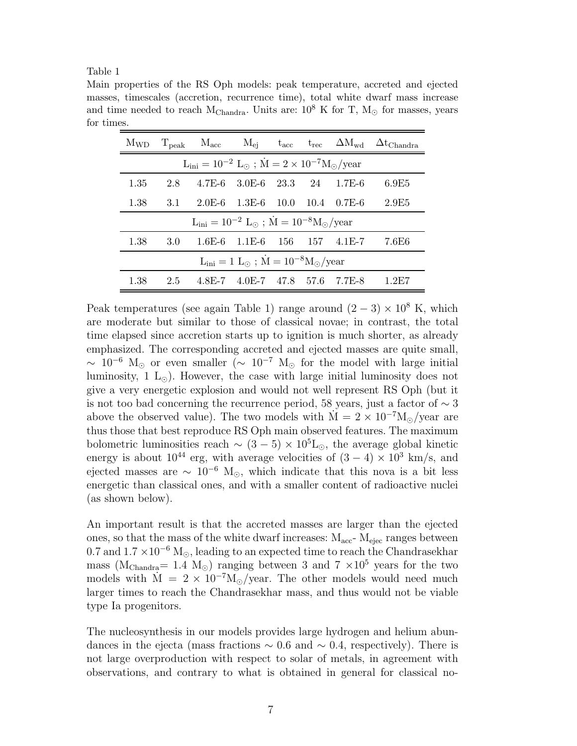Table 1

Main properties of the RS Oph models: peak temperature, accreted and ejected masses, timescales (accretion, recurrence time), total white dwarf mass increase and time needed to reach $M_{Chandra}$. Units are: $10^8$ K for T, $M_\odot$ for masses, years for times.

| $M_{WD}$ | $T_{peak}$ | $M_{acc}$ | $M_{ej}$ | $t_{acc}$ | $t_{rec}$ | $\Delta M_{wd}$ | $\Delta t_{Chandra}$ |
|---|---|---|---|---|---|---|---|
| $L_{ini} = 10^{-2}$ $L_\odot$ ; $\dot{M} = 2 \times 10^{-7} M_\odot$/year | | | | | | | |
| 1.35 | 2.8 | 4.7E-6 | 3.0E-6 | 23.3 | 24 | 1.7E-6 | 6.9E5 |
| 1.38 | 3.1 | 2.0E-6 | 1.3E-6 | 10.0 | 10.4 | 0.7E-6 | 2.9E5 |
| $L_{ini} = 10^{-2}$ $L_\odot$ ; $\dot{M} = 10^{-8} M_\odot$/year | | | | | | | |
| 1.38 | 3.0 | 1.6E-6 | 1.1E-6 | 156 | 157 | 4.1E-7 | 7.6E6 |
| $L_{ini} = 1$ $L_\odot$ ; $\dot{M} = 10^{-8} M_\odot$/year | | | | | | | |
| 1.38 | 2.5 | 4.8E-7 | 4.0E-7 | 47.8 | 57.6 | 7.7E-8 | 1.2E7 |

Peak temperatures (see again Table 1) range around $(2-3) \times 10^8$ K, which are moderate but similar to those of classical novae; in contrast, the total time elapsed since accretion starts up to ignition is much shorter, as already emphasized. The corresponding accreted and ejected masses are quite small, $\sim 10^{-6}$ $M_\odot$ or even smaller ($\sim 10^{-7}$ $M_\odot$ for the model with large initial luminosity, 1 $L_\odot$). However, the case with large initial luminosity does not give a very energetic explosion and would not well represent RS Oph (but it is not too bad concerning the recurrence period, 58 years, just a factor of $\sim 3$ above the observed value). The two models with $\dot{M} = 2 \times 10^{-7} M_\odot$/year are thus those that best reproduce RS Oph main observed features. The maximum bolometric luminosities reach $\sim (3-5) \times 10^5 L_\odot$, the average global kinetic energy is about $10^{44}$ erg, with average velocities of $(3-4) \times 10^3$ km/s, and ejected masses are $\sim 10^{-6}$ $M_\odot$, which indicate that this nova is a bit less energetic than classical ones, and with a smaller content of radioactive nuclei (as shown below).

An important result is that the accreted masses are larger than the ejected ones, so that the mass of the white dwarf increases: $M_{acc}$- $M_{ejec}$ ranges between 0.7 and 1.7 $\times 10^{-6}$ $M_\odot$, leading to an expected time to reach the Chandrasekhar mass ($M_{Chandra}$= 1.4 $M_\odot$) ranging between 3 and 7 $\times 10^5$ years for the two models with $\dot{M} = 2 \times 10^{-7} M_\odot$/year. The other models would need much larger times to reach the Chandrasekhar mass, and thus would not be viable type Ia progenitors.

The nucleosynthesis in our models provides large hydrogen and helium abundances in the ejecta (mass fractions $\sim 0.6$ and $\sim 0.4$, respectively). There is not large overproduction with respect to solar of metals, in agreement with observations, and contrary to what is obtained in general for classical no-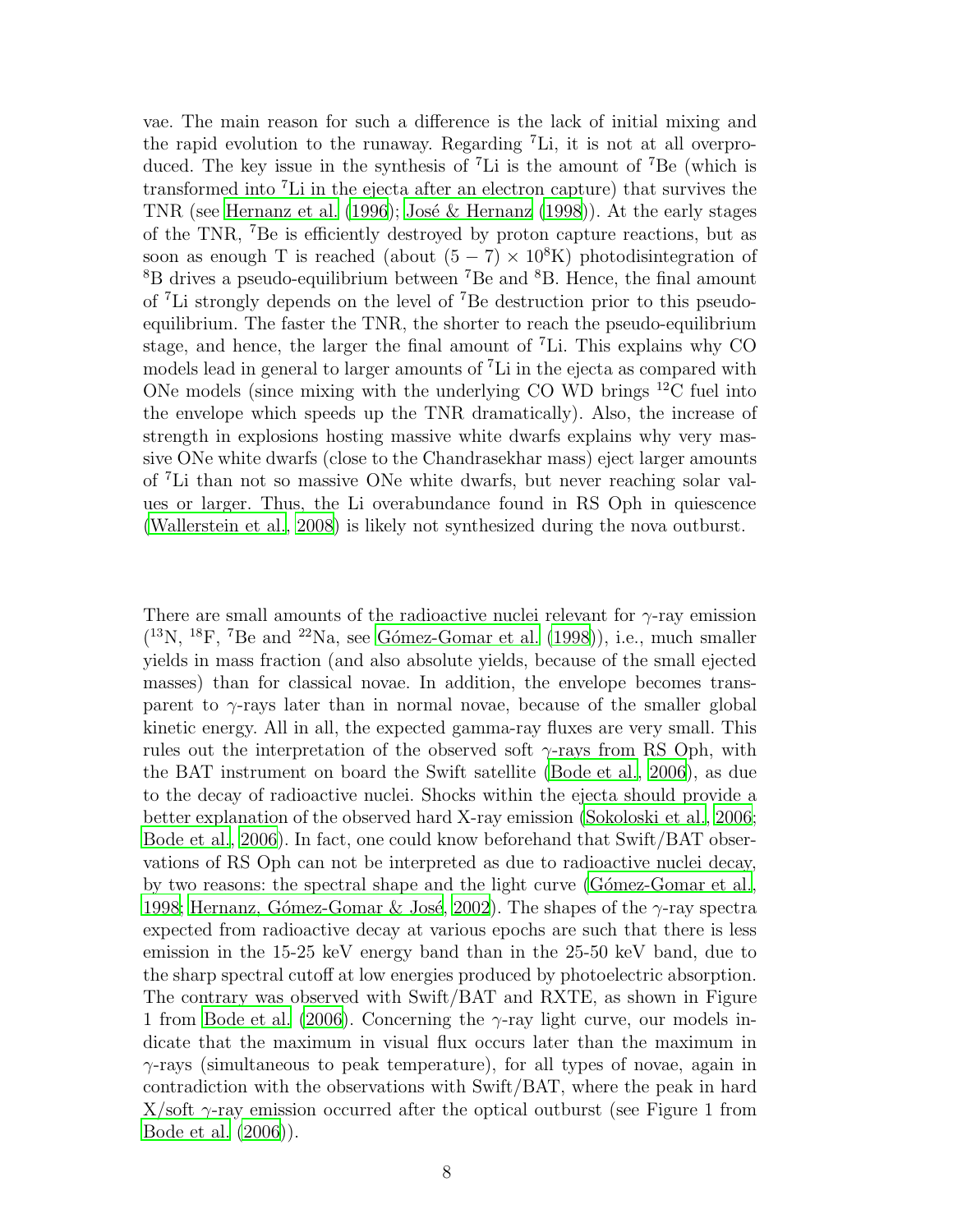vae. The main reason for such a difference is the lack of initial mixing and the rapid evolution to the runaway. Regarding $^{7}$Li, it is not at all overproduced. The key issue in the synthesis of $^{7}$Li is the amount of $^{7}$Be (which is transformed into $^{7}$Li in the ejecta after an electron capture) that survives the TNR (see Hernanz et al. (1996); José & Hernanz (1998)). At the early stages of the TNR, $^{7}$Be is efficiently destroyed by proton capture reactions, but as soon as enough T is reached (about $(5-7) \times 10^{8}$K) photodisintegration of $^{8}$B drives a pseudo-equilibrium between $^{7}$Be and $^{8}$B. Hence, the final amount of $^{7}$Li strongly depends on the level of $^{7}$Be destruction prior to this pseudo-equilibrium. The faster the TNR, the shorter to reach the pseudo-equilibrium stage, and hence, the larger the final amount of $^{7}$Li. This explains why CO models lead in general to larger amounts of $^{7}$Li in the ejecta as compared with ONe models (since mixing with the underlying CO WD brings $^{12}$C fuel into the envelope which speeds up the TNR dramatically). Also, the increase of strength in explosions hosting massive white dwarfs explains why very massive ONe white dwarfs (close to the Chandrasekhar mass) eject larger amounts of $^{7}$Li than not so massive ONe white dwarfs, but never reaching solar values or larger. Thus, the Li overabundance found in RS Oph in quiescence (Wallerstein et al., 2008) is likely not synthesized during the nova outburst.

There are small amounts of the radioactive nuclei relevant for $\gamma$-ray emission ($^{13}$N, $^{18}$F, $^{7}$Be and $^{22}$Na, see Gómez-Gomar et al. (1998)), i.e., much smaller yields in mass fraction (and also absolute yields, because of the small ejected masses) than for classical novae. In addition, the envelope becomes transparent to $\gamma$-rays later than in normal novae, because of the smaller global kinetic energy. All in all, the expected gamma-ray fluxes are very small. This rules out the interpretation of the observed soft $\gamma$-rays from RS Oph, with the BAT instrument on board the Swift satellite (Bode et al., 2006), as due to the decay of radioactive nuclei. Shocks within the ejecta should provide a better explanation of the observed hard X-ray emission (Sokoloski et al., 2006; Bode et al., 2006). In fact, one could know beforehand that Swift/BAT observations of RS Oph can not be interpreted as due to radioactive nuclei decay, by two reasons: the spectral shape and the light curve (Gómez-Gomar et al., 1998; Hernanz, Gómez-Gomar & José, 2002). The shapes of the $\gamma$-ray spectra expected from radioactive decay at various epochs are such that there is less emission in the 15-25 keV energy band than in the 25-50 keV band, due to the sharp spectral cutoff at low energies produced by photoelectric absorption. The contrary was observed with Swift/BAT and RXTE, as shown in Figure 1 from Bode et al. (2006). Concerning the $\gamma$-ray light curve, our models indicate that the maximum in visual flux occurs later than the maximum in $\gamma$-rays (simultaneous to peak temperature), for all types of novae, again in contradiction with the observations with Swift/BAT, where the peak in hard X/soft $\gamma$-ray emission occurred after the optical outburst (see Figure 1 from Bode et al. (2006)).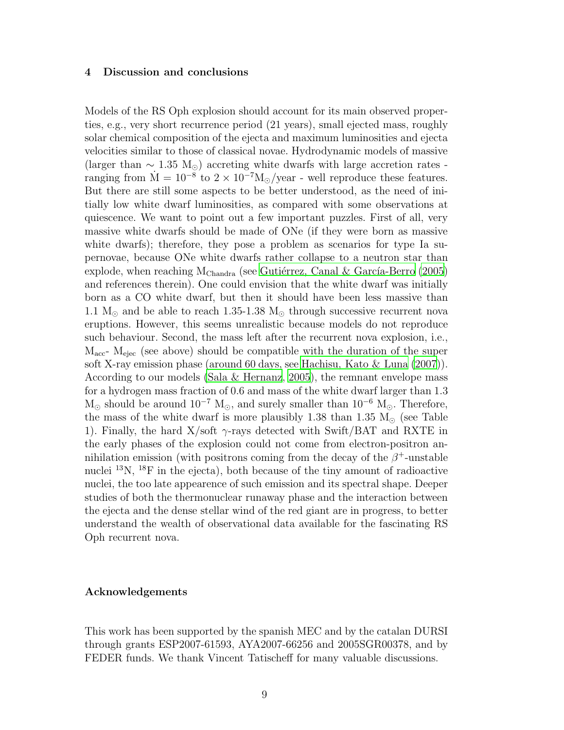## 4 Discussion and conclusions

Models of the RS Oph explosion should account for its main observed properties, e.g., very short recurrence period (21 years), small ejected mass, roughly solar chemical composition of the ejecta and maximum luminosities and ejecta velocities similar to those of classical novae. Hydrodynamic models of massive (larger than $\sim 1.35$ M$_\odot$) accreting white dwarfs with large accretion rates - ranging from $\dot{\rm M} = 10^{-8}$ to $2 \times 10^{-7}$M$_\odot$/year - well reproduce these features. But there are still some aspects to be better understood, as the need of initially low white dwarf luminosities, as compared with some observations at quiescence. We want to point out a few important puzzles. First of all, very massive white dwarfs should be made of ONe (if they were born as massive white dwarfs); therefore, they pose a problem as scenarios for type Ia supernovae, because ONe white dwarfs rather collapse to a neutron star than explode, when reaching $M_{\rm Chandra}$ (see Gutiérrez, Canal & García-Berro (2005) and references therein). One could envision that the white dwarf was initially born as a CO white dwarf, but then it should have been less massive than 1.1 M$_\odot$ and be able to reach 1.35-1.38 M$_\odot$ through successive recurrent nova eruptions. However, this seems unrealistic because models do not reproduce such behaviour. Second, the mass left after the recurrent nova explosion, i.e., $M_{\rm acc}$- $M_{\rm ejec}$ (see above) should be compatible with the duration of the super soft X-ray emission phase (around 60 days, see Hachisu, Kato & Luna (2007)). According to our models (Sala & Hernanz, 2005), the remnant envelope mass for a hydrogen mass fraction of 0.6 and mass of the white dwarf larger than 1.3 M$_\odot$ should be around $10^{-7}$ M$_\odot$, and surely smaller than $10^{-6}$ M$_\odot$. Therefore, the mass of the white dwarf is more plausibly 1.38 than 1.35 M$_\odot$ (see Table 1). Finally, the hard X/soft $\gamma$-rays detected with Swift/BAT and RXTE in the early phases of the explosion could not come from electron-positron annihilation emission (with positrons coming from the decay of the $\beta^+$-unstable nuclei $^{13}$N, $^{18}$F in the ejecta), both because of the tiny amount of radioactive nuclei, the too late appearence of such emission and its spectral shape. Deeper studies of both the thermonuclear runaway phase and the interaction between the ejecta and the dense stellar wind of the red giant are in progress, to better understand the wealth of observational data available for the fascinating RS Oph recurrent nova.

## Acknowledgements

This work has been supported by the spanish MEC and by the catalan DURSI through grants ESP2007-61593, AYA2007-66256 and 2005SGR00378, and by FEDER funds. We thank Vincent Tatischeff for many valuable discussions.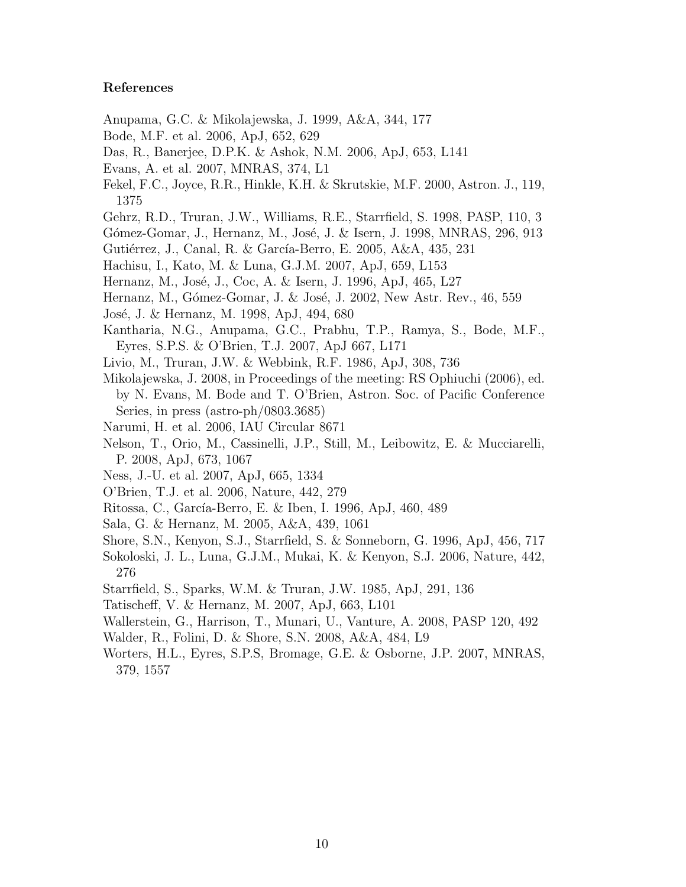### References

Anupama, G.C. & Mikolajewska, J. 1999, A&A, 344, 177

Bode, M.F. et al. 2006, ApJ, 652, 629

Das, R., Banerjee, D.P.K. & Ashok, N.M. 2006, ApJ, 653, L141

Evans, A. et al. 2007, MNRAS, 374, L1

Fekel, F.C., Joyce, R.R., Hinkle, K.H. & Skrutskie, M.F. 2000, Astron. J., 119, 1375

Gehrz, R.D., Truran, J.W., Williams, R.E., Starrfield, S. 1998, PASP, 110, 3

Gómez-Gomar, J., Hernanz, M., José, J. & Isern, J. 1998, MNRAS, 296, 913

Gutiérrez, J., Canal, R. & García-Berro, E. 2005, A&A, 435, 231

Hachisu, I., Kato, M. & Luna, G.J.M. 2007, ApJ, 659, L153

Hernanz, M., José, J., Coc, A. & Isern, J. 1996, ApJ, 465, L27

Hernanz, M., Gómez-Gomar, J. & José, J. 2002, New Astr. Rev., 46, 559

José, J. & Hernanz, M. 1998, ApJ, 494, 680

Kantharia, N.G., Anupama, G.C., Prabhu, T.P., Ramya, S., Bode, M.F., Eyres, S.P.S. & O'Brien, T.J. 2007, ApJ 667, L171

Livio, M., Truran, J.W. & Webbink, R.F. 1986, ApJ, 308, 736

Mikolajewska, J. 2008, in Proceedings of the meeting: RS Ophiuchi (2006), ed. by N. Evans, M. Bode and T. O'Brien, Astron. Soc. of Pacific Conference Series, in press (astro-ph/0803.3685)

Narumi, H. et al. 2006, IAU Circular 8671

Nelson, T., Orio, M., Cassinelli, J.P., Still, M., Leibowitz, E. & Mucciarelli, P. 2008, ApJ, 673, 1067

Ness, J.-U. et al. 2007, ApJ, 665, 1334

O'Brien, T.J. et al. 2006, Nature, 442, 279

Ritossa, C., García-Berro, E. & Iben, I. 1996, ApJ, 460, 489

Sala, G. & Hernanz, M. 2005, A&A, 439, 1061

Shore, S.N., Kenyon, S.J., Starrfield, S. & Sonneborn, G. 1996, ApJ, 456, 717

Sokoloski, J. L., Luna, G.J.M., Mukai, K. & Kenyon, S.J. 2006, Nature, 442, 276

Starrfield, S., Sparks, W.M. & Truran, J.W. 1985, ApJ, 291, 136

Tatischeff, V. & Hernanz, M. 2007, ApJ, 663, L101

Wallerstein, G., Harrison, T., Munari, U., Vanture, A. 2008, PASP 120, 492

Walder, R., Folini, D. & Shore, S.N. 2008, A&A, 484, L9

Worters, H.L., Eyres, S.P.S, Bromage, G.E. & Osborne, J.P. 2007, MNRAS, 379, 1557